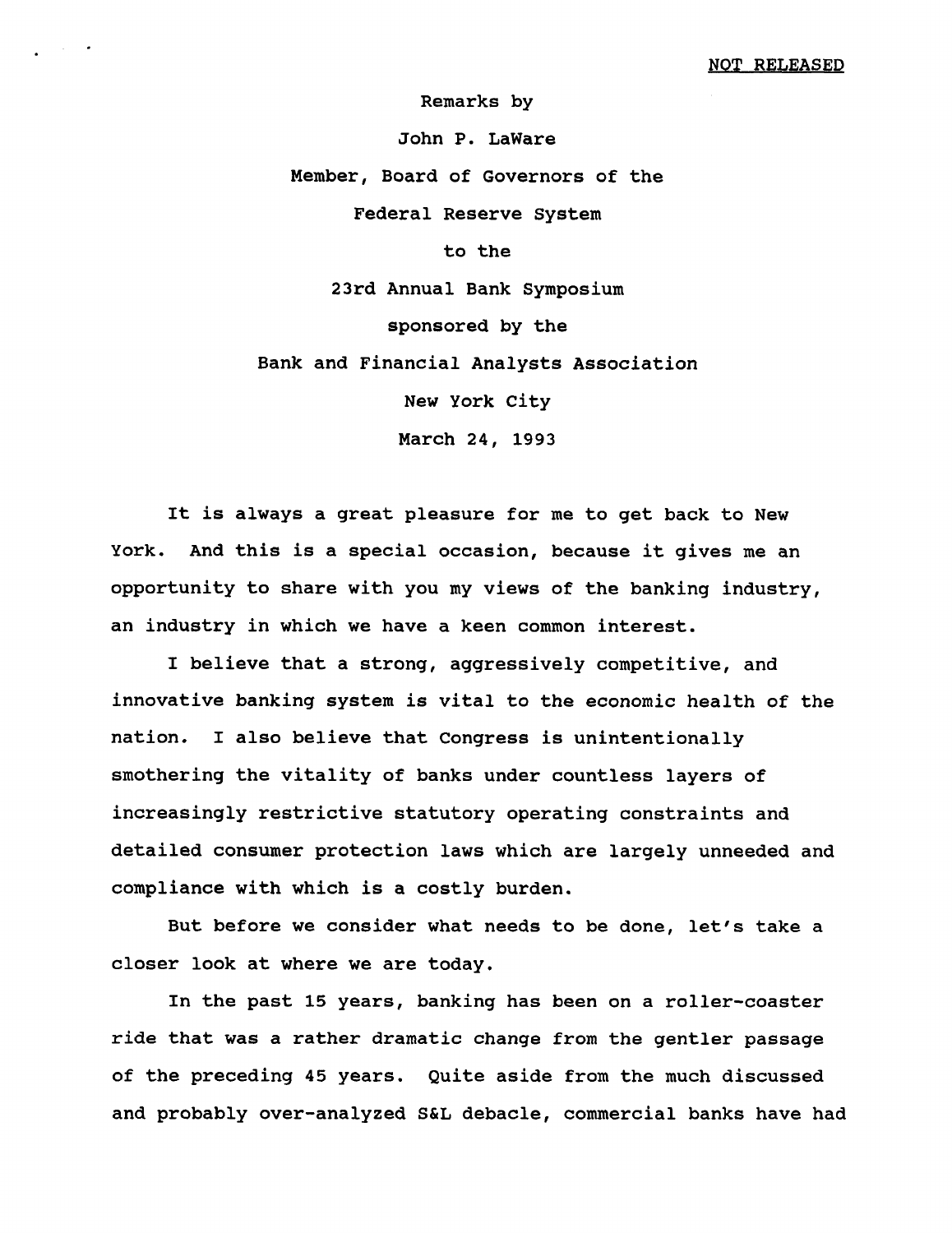NOT RELEASED

Remarks by

John P. LaWare

Member, Board of Governors of the

Federal Reserve System

to the

23rd Annual Bank Symposium

sponsored by the

Bank and Financial Analysts Association

New York City

March 24, 1993

It is always a great pleasure for me to get back to New York. And this is a special occasion, because it gives me an opportunity to share with you my views of the banking industry, an industry in which we have a keen common interest.

I believe that a strong, aggressively competitive, and innovative banking system is vital to the economic health of the nation. I also believe that Congress is unintentionally smothering the vitality of banks under countless layers of increasingly restrictive statutory operating constraints and detailed consumer protection laws which are largely unneeded and compliance with which is a costly burden.

But before we consider what needs to be done, let's take a closer look at where we are today.

In the past 15 years, banking has been on a roller-coaster ride that was a rather dramatic change from the gentler passage of the preceding 45 years. Quite aside from the much discussed and probably over-analyzed S&L debacle, commercial banks have had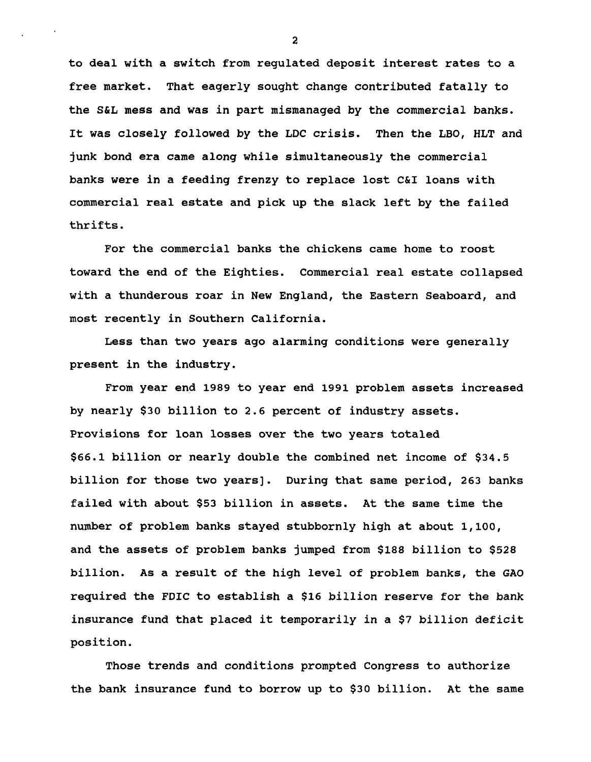to deal with a switch from regulated deposit interest rates to a free market. That eagerly sought change contributed fatally to the S&L mess and was in part mismanaged by the commercial banks. It was closely followed by the LDC crisis. Then the LBO, HLT and junk bond era came along while simultaneously the commercial banks were in a feeding frenzy to replace lost C&I loans with commercial real estate and pick up the slack left by the failed thrifts.

For the commercial banks the chickens came home to roost toward the end of the Eighties. Commercial real estate collapsed with a thunderous roar in New England, the Eastern Seaboard, and most recently in Southern California.

Less than two years ago alarming conditions were generally present in the industry.

From year end 1989 to year end 1991 problem assets increased by nearly $30 billion to 2.6 percent of industry assets. Provisions for loan losses over the two years totaled $66.1 billion or nearly double the combined net income of $34.5 billion for those two years]. During that same period, 263 banks failed with about $53 billion in assets. At the same time the number of problem banks stayed stubbornly high at about 1,100, and the assets of problem banks jumped from $188 billion to $528 billion. As a result of the high level of problem banks, the GAO required the FDIC to establish a $16 billion reserve for the bank insurance fund that placed it temporarily in a $7 billion deficit position.

Those trends and conditions prompted Congress to authorize the bank insurance fund to borrow up to $30 billion. At the same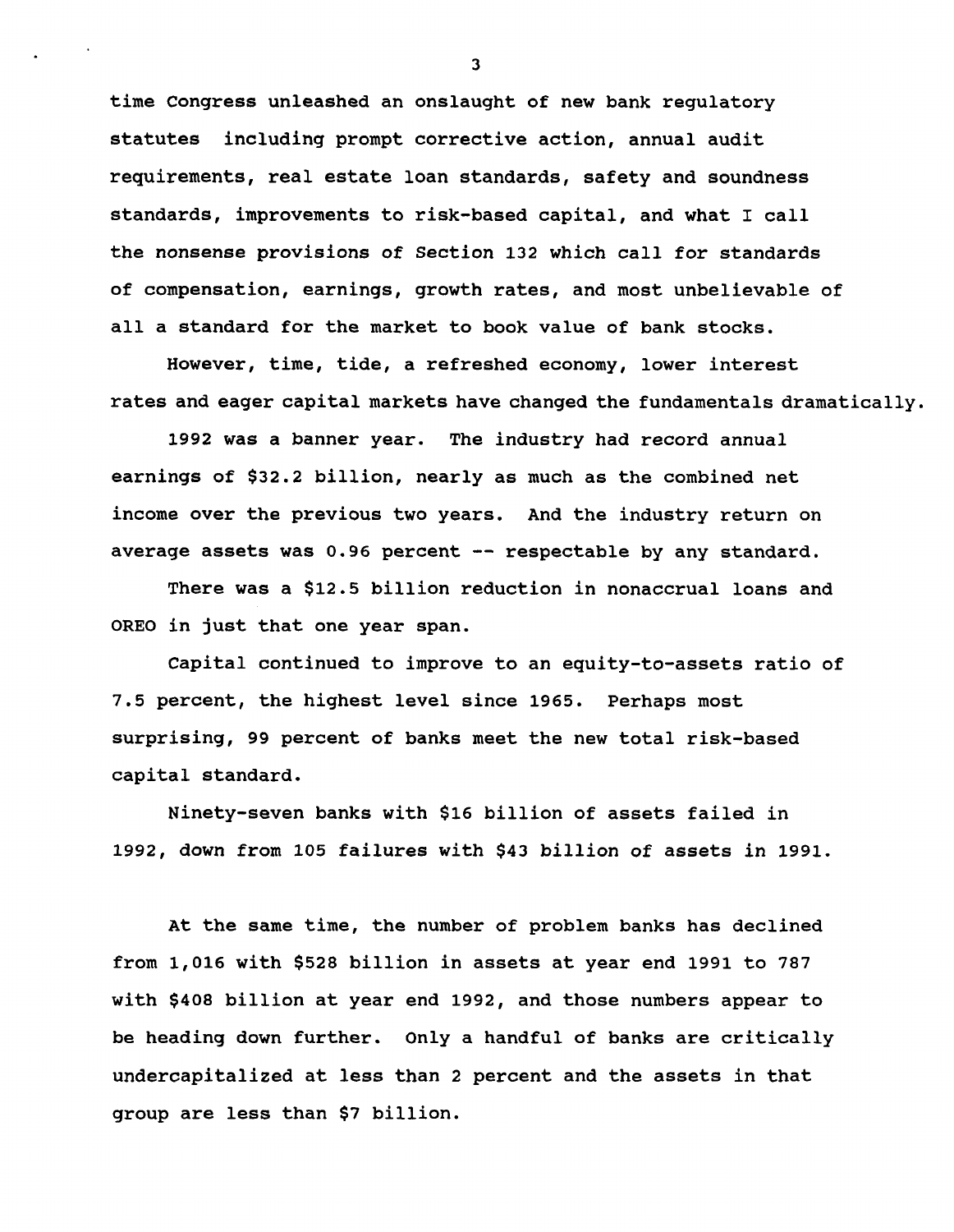time Congress unleashed an onslaught of new bank regulatory statutes including prompt corrective action, annual audit requirements, real estate loan standards, safety and soundness standards, improvements to risk-based capital, and what I call the nonsense provisions of Section 132 which call for standards of compensation, earnings, growth rates, and most unbelievable of all a standard for the market to book value of bank stocks.

However, time, tide, a refreshed economy, lower interest rates and eager capital markets have changed the fundamentals dramatically.

1992 was a banner year. The industry had record annual earnings of $32.2 billion, nearly as much as the combined net income over the previous two years. And the industry return on average assets was 0.96 percent -- respectable by any standard.

There was a $12.5 billion reduction in nonaccrual loans and OREO in just that one year span.

Capital continued to improve to an equity-to-assets ratio of 7.5 percent, the highest level since 1965. Perhaps most surprising, 99 percent of banks meet the new total risk-based capital standard.

Ninety-seven banks with $16 billion of assets failed in 1992, down from 105 failures with $43 billion of assets in 1991.

At the same time, the number of problem banks has declined from 1,016 with $528 billion in assets at year end 1991 to 787 with $408 billion at year end 1992, and those numbers appear to be heading down further. Only a handful of banks are critically undercapitalized at less than 2 percent and the assets in that group are less than $7 billion.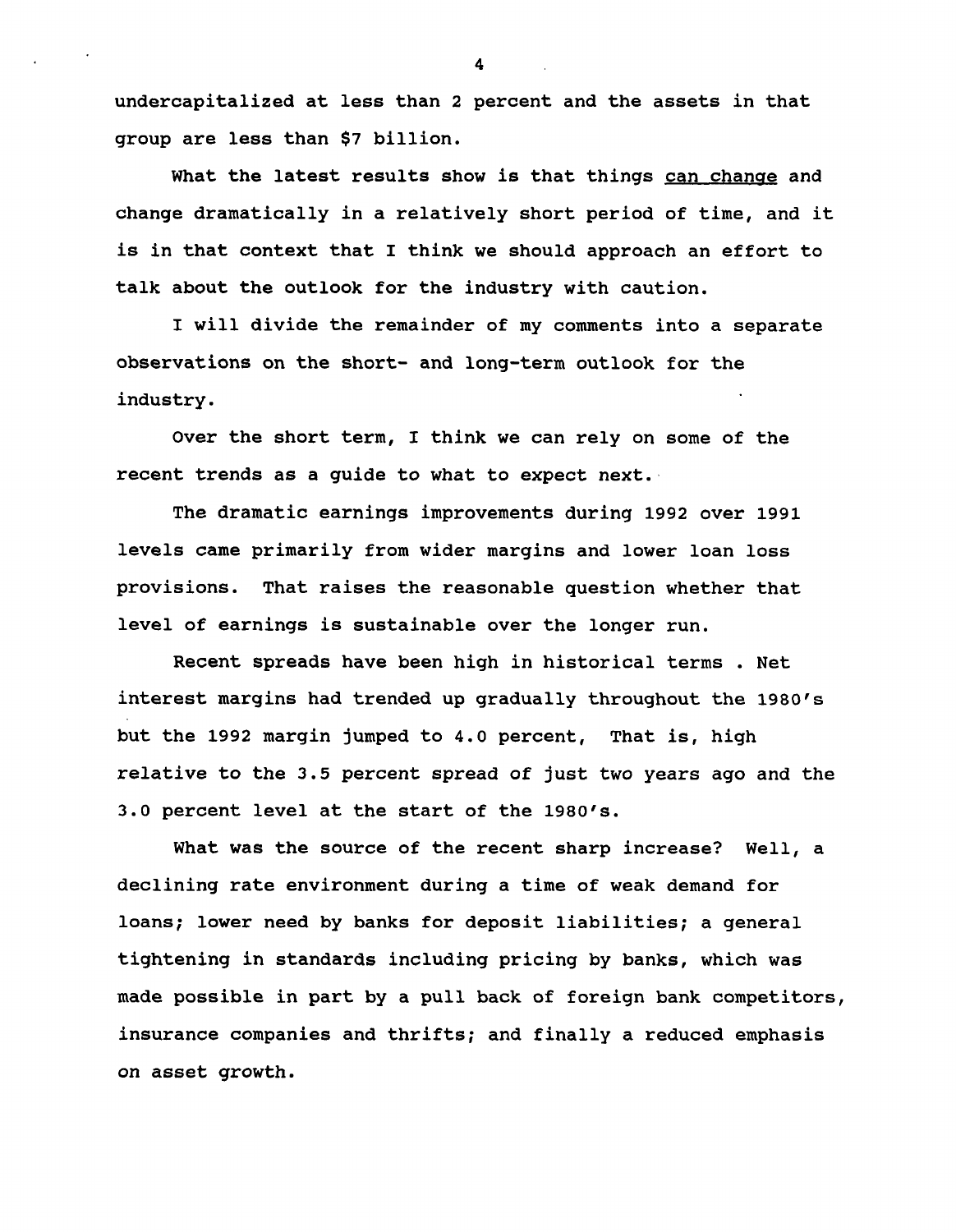undercapitalized at less than 2 percent and the assets in that group are less than $7 billion.

What the latest results show is that things <u>can change</u> and change dramatically in a relatively short period of time, and it is in that context that I think we should approach an effort to talk about the outlook for the industry with caution.

I will divide the remainder of my comments into a separate observations on the short- and long-term outlook for the industry.

Over the short term, I think we can rely on some of the recent trends as a guide to what to expect next.

The dramatic earnings improvements during 1992 over 1991 levels came primarily from wider margins and lower loan loss provisions. That raises the reasonable question whether that level of earnings is sustainable over the longer run.

Recent spreads have been high in historical terms . Net interest margins had trended up gradually throughout the 1980's but the 1992 margin jumped to 4.0 percent, That is, high relative to the 3.5 percent spread of just two years ago and the 3.0 percent level at the start of the 1980's.

What was the source of the recent sharp increase? Well, a declining rate environment during a time of weak demand for loans; lower need by banks for deposit liabilities; a general tightening in standards including pricing by banks, which was made possible in part by a pull back of foreign bank competitors, insurance companies and thrifts; and finally a reduced emphasis on asset growth.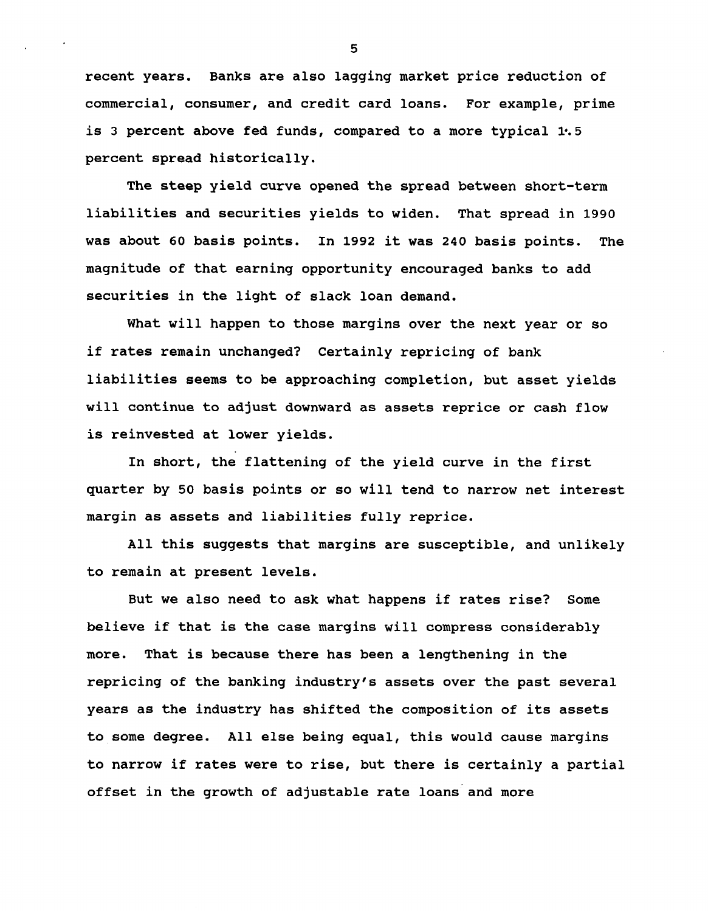recent years. Banks are also lagging market price reduction of commercial, consumer, and credit card loans. For example, prime is 3 percent above fed funds, compared to a more typical 1.5 percent spread historically.

The steep yield curve opened the spread between short-term liabilities and securities yields to widen. That spread in 1990 was about 60 basis points. In 1992 it was 240 basis points. The magnitude of that earning opportunity encouraged banks to add securities in the light of slack loan demand.

What will happen to those margins over the next year or so if rates remain unchanged? Certainly repricing of bank liabilities seems to be approaching completion, but asset yields will continue to adjust downward as assets reprice or cash flow is reinvested at lower yields.

In short, the flattening of the yield curve in the first quarter by 50 basis points or so will tend to narrow net interest margin as assets and liabilities fully reprice.

All this suggests that margins are susceptible, and unlikely to remain at present levels.

But we also need to ask what happens if rates rise? Some believe if that is the case margins will compress considerably more. That is because there has been a lengthening in the repricing of the banking industry's assets over the past several years as the industry has shifted the composition of its assets to some degree. All else being equal, this would cause margins to narrow if rates were to rise, but there is certainly a partial offset in the growth of adjustable rate loans and more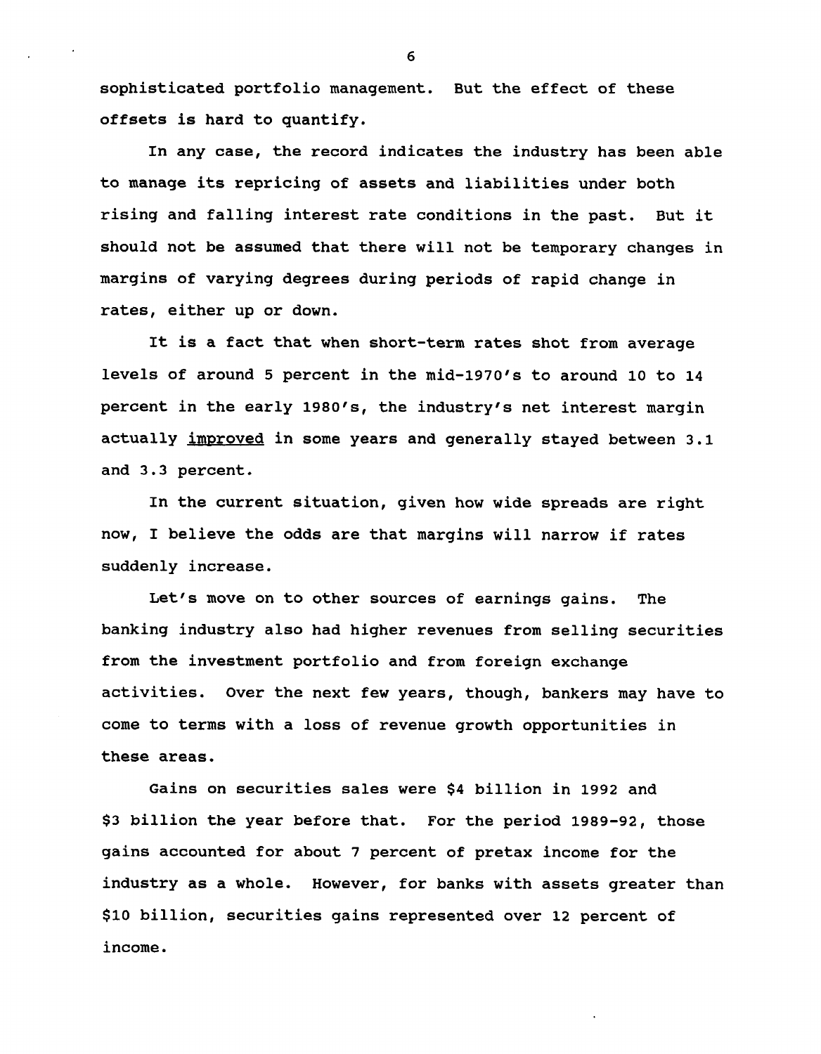sophisticated portfolio management. But the effect of these offsets is hard to quantify.

In any case, the record indicates the industry has been able to manage its repricing of assets and liabilities under both rising and falling interest rate conditions in the past. But it should not be assumed that there will not be temporary changes in margins of varying degrees during periods of rapid change in rates, either up or down.

It is a fact that when short-term rates shot from average levels of around 5 percent in the mid-1970's to around 10 to 14 percent in the early 1980's, the industry's net interest margin actually improved in some years and generally stayed between 3.1 and 3.3 percent.

In the current situation, given how wide spreads are right now, I believe the odds are that margins will narrow if rates suddenly increase.

Let's move on to other sources of earnings gains. The banking industry also had higher revenues from selling securities from the investment portfolio and from foreign exchange activities. Over the next few years, though, bankers may have to come to terms with a loss of revenue growth opportunities in these areas.

Gains on securities sales were $4 billion in 1992 and $3 billion the year before that. For the period 1989-92, those gains accounted for about 7 percent of pretax income for the industry as a whole. However, for banks with assets greater than $10 billion, securities gains represented over 12 percent of income.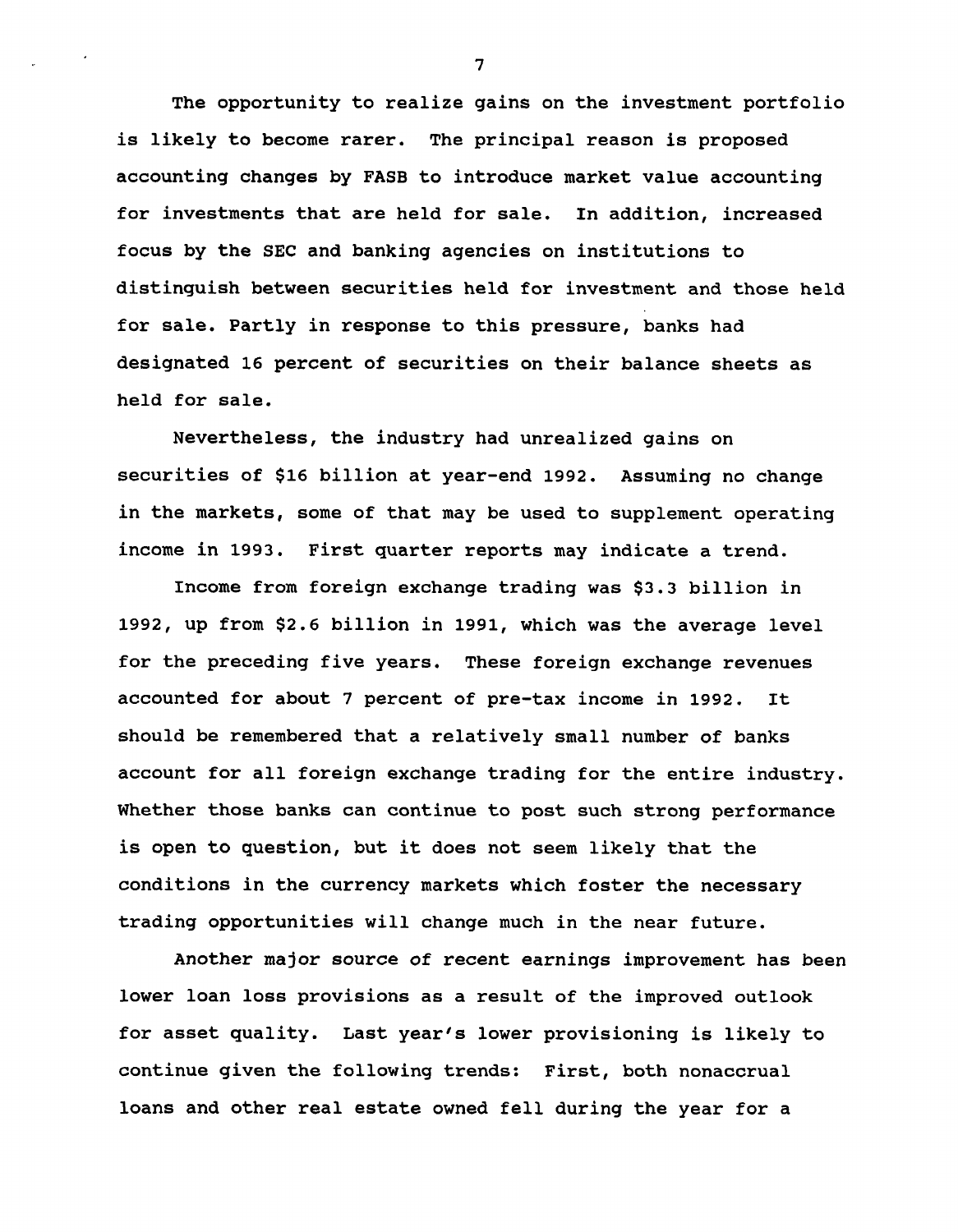The opportunity to realize gains on the investment portfolio is likely to become rarer. The principal reason is proposed accounting changes by FASB to introduce market value accounting for investments that are held for sale. In addition, increased focus by the SEC and banking agencies on institutions to distinguish between securities held for investment and those held for sale. Partly in response to this pressure, banks had designated 16 percent of securities on their balance sheets as held for sale.

Nevertheless, the industry had unrealized gains on securities of $16 billion at year-end 1992. Assuming no change in the markets, some of that may be used to supplement operating income in 1993. First quarter reports may indicate a trend.

Income from foreign exchange trading was $3.3 billion in 1992, up from $2.6 billion in 1991, which was the average level for the preceding five years. These foreign exchange revenues accounted for about 7 percent of pre-tax income in 1992. It should be remembered that a relatively small number of banks account for all foreign exchange trading for the entire industry. Whether those banks can continue to post such strong performance is open to question, but it does not seem likely that the conditions in the currency markets which foster the necessary trading opportunities will change much in the near future.

Another major source of recent earnings improvement has been lower loan loss provisions as a result of the improved outlook for asset quality. Last year's lower provisioning is likely to continue given the following trends: First, both nonaccrual loans and other real estate owned fell during the year for a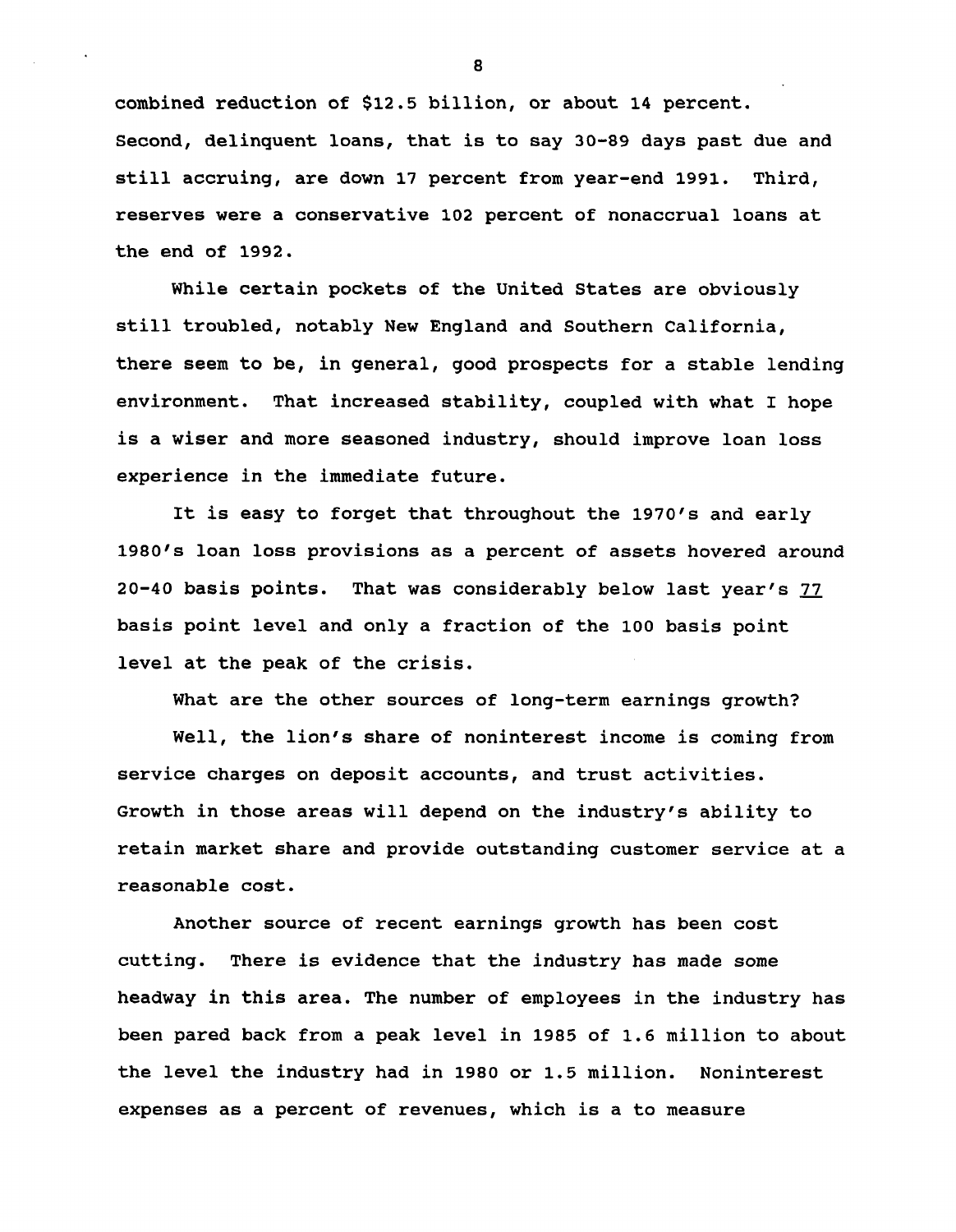combined reduction of $12.5 billion, or about 14 percent. Second, delinquent loans, that is to say 30-89 days past due and still accruing, are down 17 percent from year-end 1991. Third, reserves were a conservative 102 percent of nonaccrual loans at the end of 1992.

While certain pockets of the United States are obviously still troubled, notably New England and Southern California, there seem to be, in general, good prospects for a stable lending environment. That increased stability, coupled with what I hope is a wiser and more seasoned industry, should improve loan loss experience in the immediate future.

It is easy to forget that throughout the 1970's and early 1980's loan loss provisions as a percent of assets hovered around 20-40 basis points. That was considerably below last year's 77 basis point level and only a fraction of the 100 basis point level at the peak of the crisis.

What are the other sources of long-term earnings growth?

Well, the lion's share of noninterest income is coming from service charges on deposit accounts, and trust activities. Growth in those areas will depend on the industry's ability to retain market share and provide outstanding customer service at a reasonable cost.

Another source of recent earnings growth has been cost cutting. There is evidence that the industry has made some headway in this area. The number of employees in the industry has been pared back from a peak level in 1985 of 1.6 million to about the level the industry had in 1980 or 1.5 million. Noninterest expenses as a percent of revenues, which is a to measure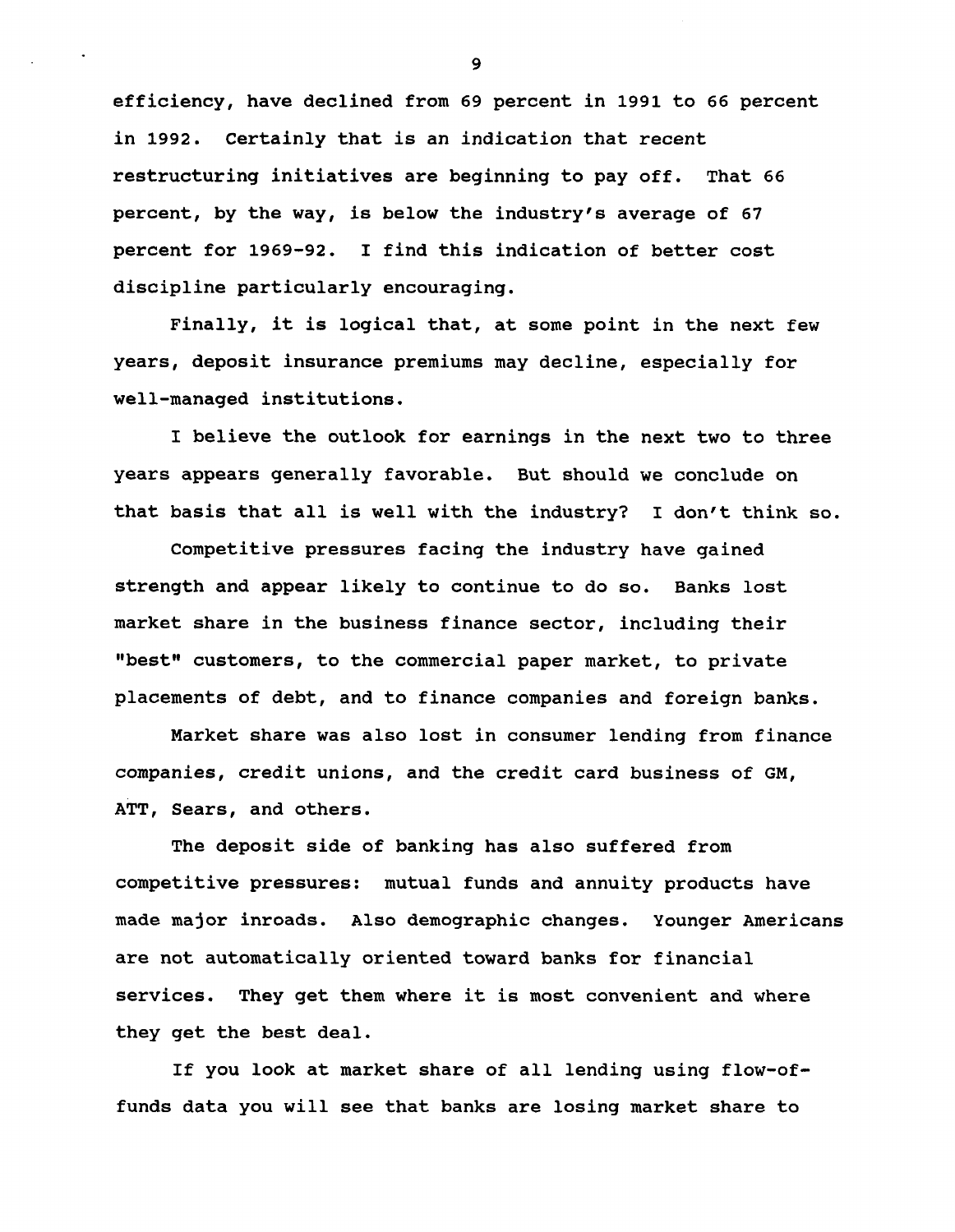efficiency, have declined from 69 percent in 1991 to 66 percent in 1992. Certainly that is an indication that recent restructuring initiatives are beginning to pay off. That 66 percent, by the way, is below the industry's average of 67 percent for 1969-92. I find this indication of better cost discipline particularly encouraging.

Finally, it is logical that, at some point in the next few years, deposit insurance premiums may decline, especially for well-managed institutions.

I believe the outlook for earnings in the next two to three years appears generally favorable. But should we conclude on that basis that all is well with the industry? I don't think so.

Competitive pressures facing the industry have gained strength and appear likely to continue to do so. Banks lost market share in the business finance sector, including their "best" customers, to the commercial paper market, to private placements of debt, and to finance companies and foreign banks.

Market share was also lost in consumer lending from finance companies, credit unions, and the credit card business of GM, ATT, Sears, and others.

The deposit side of banking has also suffered from competitive pressures: mutual funds and annuity products have made major inroads. Also demographic changes. Younger Americans are not automatically oriented toward banks for financial services. They get them where it is most convenient and where they get the best deal.

If you look at market share of all lending using flow-of-funds data you will see that banks are losing market share to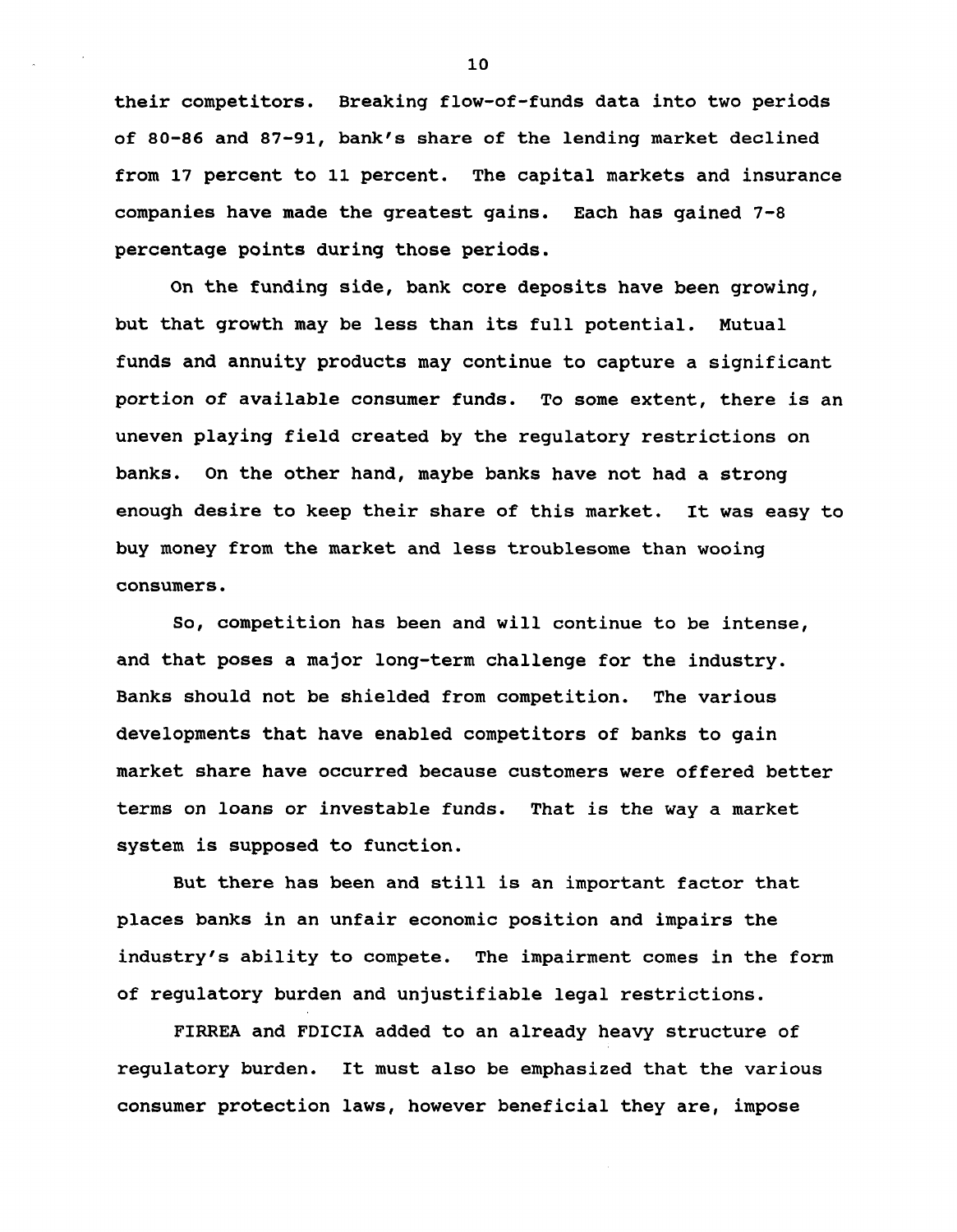their competitors. Breaking flow-of-funds data into two periods of 80-86 and 87-91, bank's share of the lending market declined from 17 percent to 11 percent. The capital markets and insurance companies have made the greatest gains. Each has gained 7-8 percentage points during those periods.

On the funding side, bank core deposits have been growing, but that growth may be less than its full potential. Mutual funds and annuity products may continue to capture a significant portion of available consumer funds. To some extent, there is an uneven playing field created by the regulatory restrictions on banks. On the other hand, maybe banks have not had a strong enough desire to keep their share of this market. It was easy to buy money from the market and less troublesome than wooing consumers.

So, competition has been and will continue to be intense, and that poses a major long-term challenge for the industry. Banks should not be shielded from competition. The various developments that have enabled competitors of banks to gain market share have occurred because customers were offered better terms on loans or investable funds. That is the way a market system is supposed to function.

But there has been and still is an important factor that places banks in an unfair economic position and impairs the industry's ability to compete. The impairment comes in the form of regulatory burden and unjustifiable legal restrictions.

FIRREA and FDICIA added to an already heavy structure of regulatory burden. It must also be emphasized that the various consumer protection laws, however beneficial they are, impose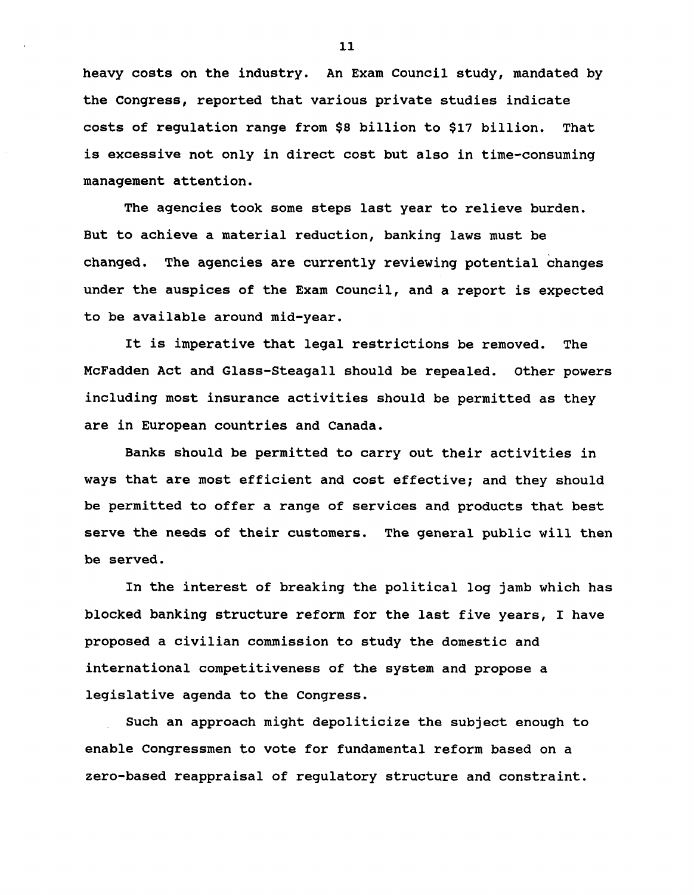heavy costs on the industry. An Exam Council study, mandated by the Congress, reported that various private studies indicate costs of regulation range from $8 billion to $17 billion. That is excessive not only in direct cost but also in time-consuming management attention.

The agencies took some steps last year to relieve burden. But to achieve a material reduction, banking laws must be changed. The agencies are currently reviewing potential changes under the auspices of the Exam Council, and a report is expected to be available around mid-year.

It is imperative that legal restrictions be removed. The McFadden Act and Glass-Steagall should be repealed. Other powers including most insurance activities should be permitted as they are in European countries and Canada.

Banks should be permitted to carry out their activities in ways that are most efficient and cost effective; and they should be permitted to offer a range of services and products that best serve the needs of their customers. The general public will then be served.

In the interest of breaking the political log jamb which has blocked banking structure reform for the last five years, I have proposed a civilian commission to study the domestic and international competitiveness of the system and propose a legislative agenda to the Congress.

Such an approach might depoliticize the subject enough to enable Congressmen to vote for fundamental reform based on a zero-based reappraisal of regulatory structure and constraint.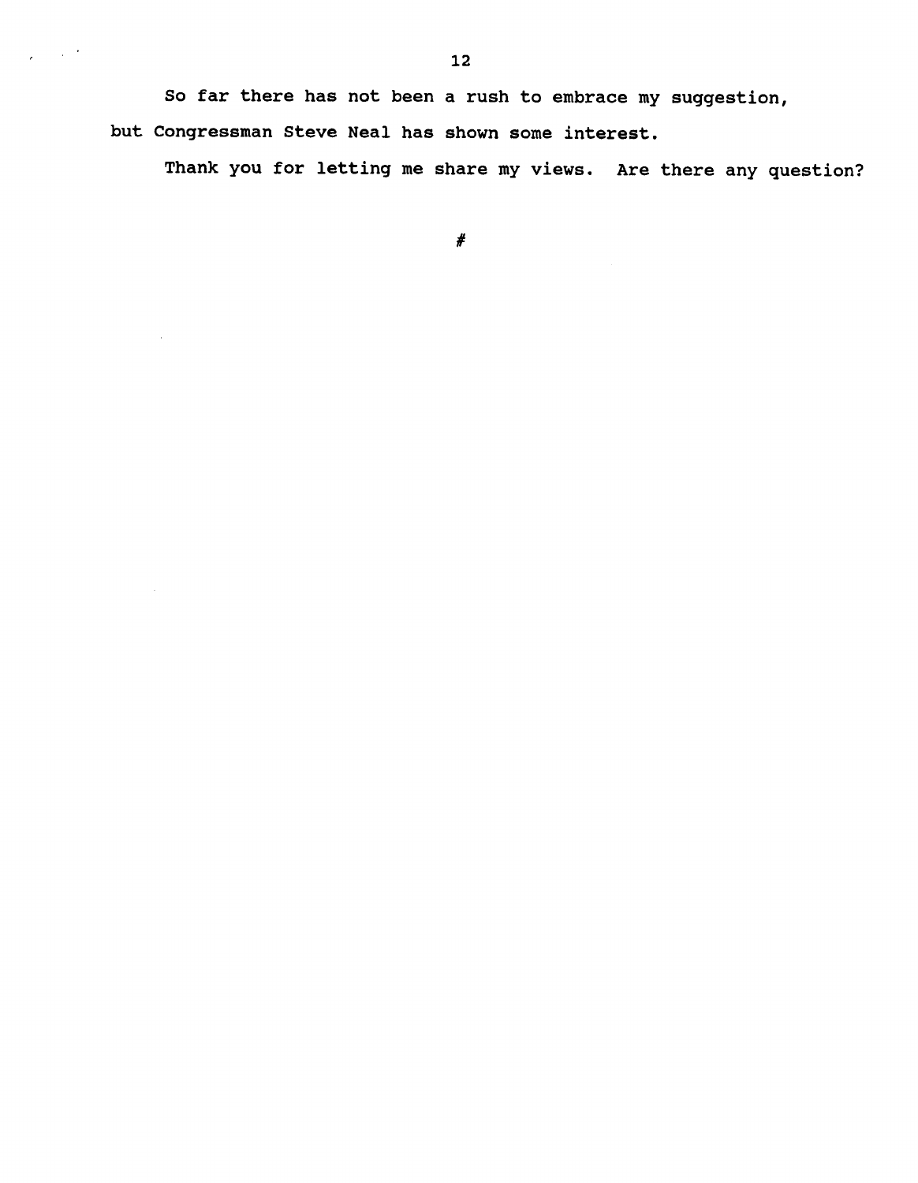So far there has not been a rush to embrace my suggestion, but Congressman Steve Neal has shown some interest.

Thank you for letting me share my views. Are there any question?

#